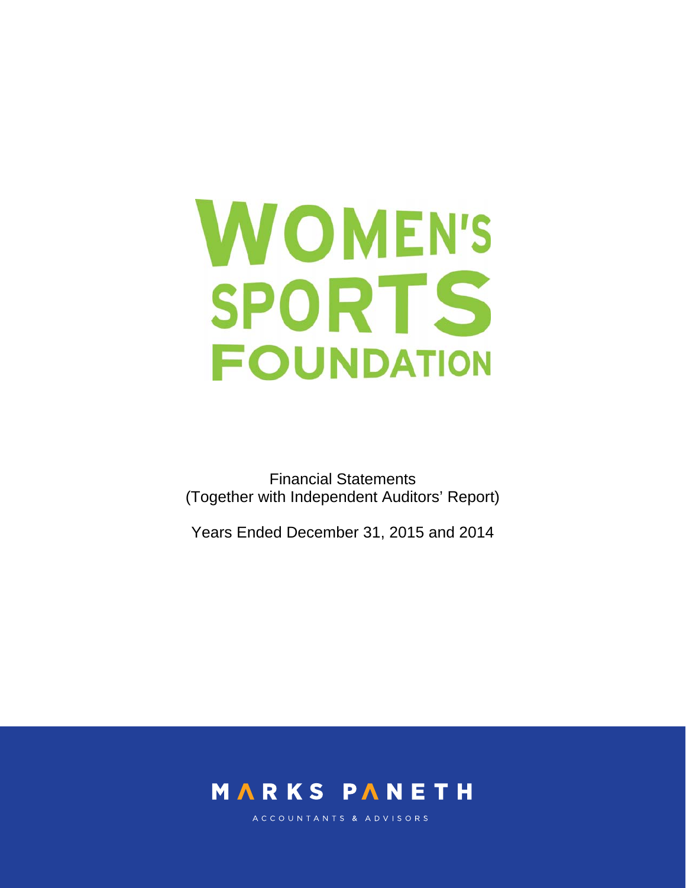# WOMEN'S SPORTS FOUNDATION

Financial Statements
(Together with Independent Auditors' Report)

Years Ended December 31, 2015 and 2014

MARKS PANETH

ACCOUNTANTS & ADVISORS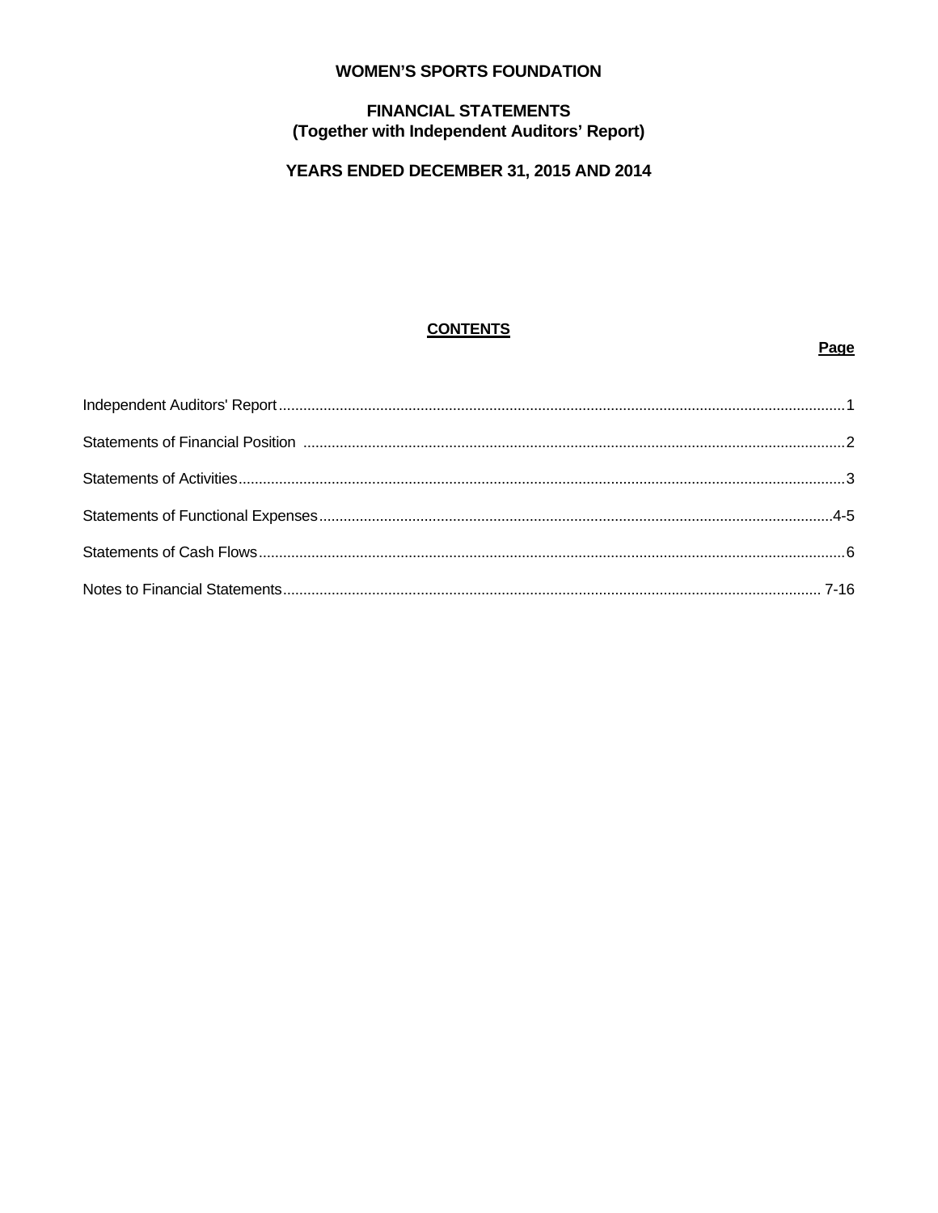# WOMEN'S SPORTS FOUNDATION

## FINANCIAL STATEMENTS
## (Together with Independent Auditors' Report)

## YEARS ENDED DECEMBER 31, 2015 AND 2014

**CONTENTS**

| | Page |
|---|---|
| Independent Auditors' Report | 1 |
| Statements of Financial Position | 2 |
| Statements of Activities | 3 |
| Statements of Functional Expenses | 4-5 |
| Statements of Cash Flows | 6 |
| Notes to Financial Statements | 7-16 |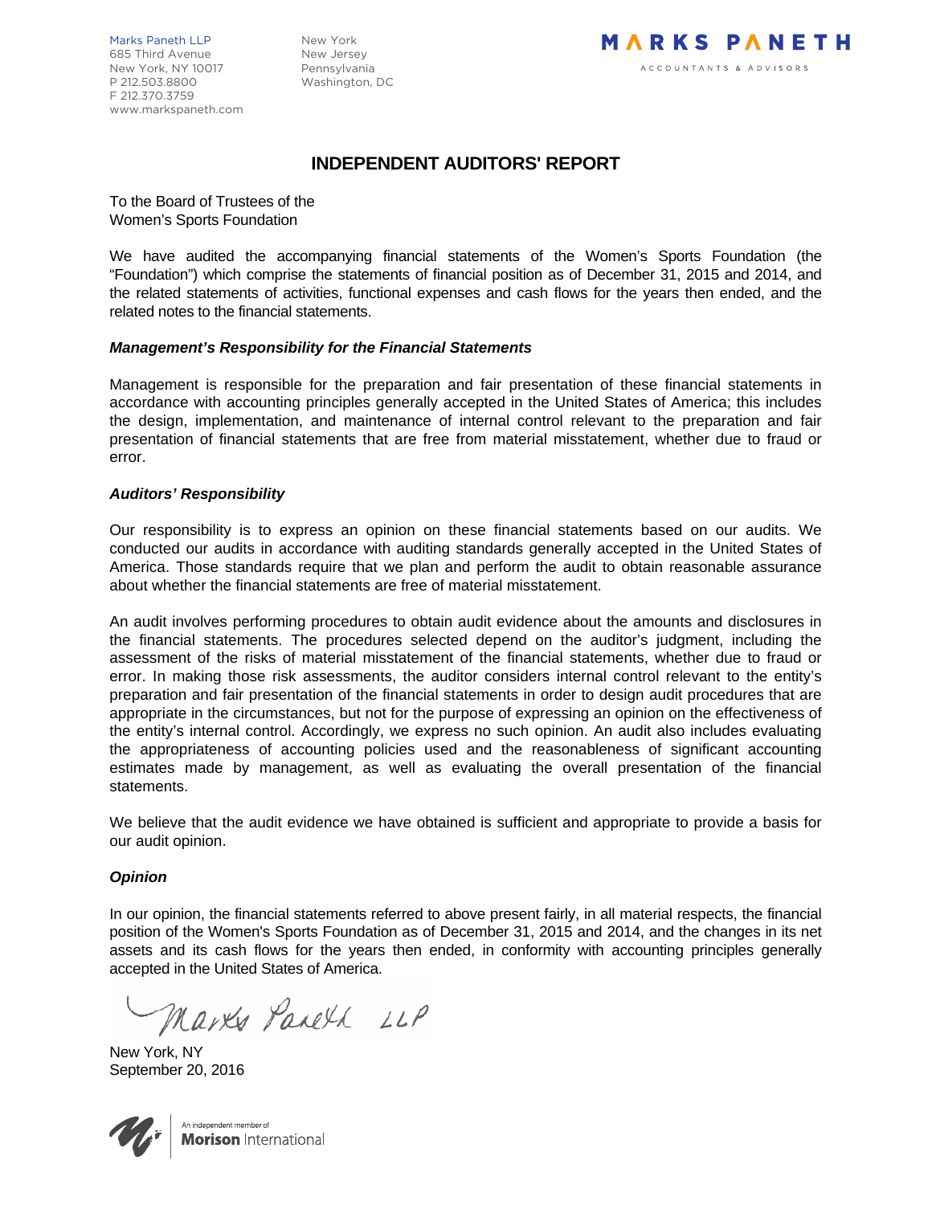Marks Paneth LLP
685 Third Avenue
New York, NY 10017
P 212.503.8800
F 212.370.3759
www.markspaneth.com

New York
New Jersey
Pennsylvania
Washington, DC

MARKS PANETH
ACCOUNTANTS & ADVISORS

# INDEPENDENT AUDITORS' REPORT

To the Board of Trustees of the
Women's Sports Foundation

We have audited the accompanying financial statements of the Women's Sports Foundation (the "Foundation") which comprise the statements of financial position as of December 31, 2015 and 2014, and the related statements of activities, functional expenses and cash flows for the years then ended, and the related notes to the financial statements.

### *Management's Responsibility for the Financial Statements*

Management is responsible for the preparation and fair presentation of these financial statements in accordance with accounting principles generally accepted in the United States of America; this includes the design, implementation, and maintenance of internal control relevant to the preparation and fair presentation of financial statements that are free from material misstatement, whether due to fraud or error.

### *Auditors' Responsibility*

Our responsibility is to express an opinion on these financial statements based on our audits. We conducted our audits in accordance with auditing standards generally accepted in the United States of America. Those standards require that we plan and perform the audit to obtain reasonable assurance about whether the financial statements are free of material misstatement.

An audit involves performing procedures to obtain audit evidence about the amounts and disclosures in the financial statements. The procedures selected depend on the auditor's judgment, including the assessment of the risks of material misstatement of the financial statements, whether due to fraud or error. In making those risk assessments, the auditor considers internal control relevant to the entity's preparation and fair presentation of the financial statements in order to design audit procedures that are appropriate in the circumstances, but not for the purpose of expressing an opinion on the effectiveness of the entity's internal control. Accordingly, we express no such opinion. An audit also includes evaluating the appropriateness of accounting policies used and the reasonableness of significant accounting estimates made by management, as well as evaluating the overall presentation of the financial statements.

We believe that the audit evidence we have obtained is sufficient and appropriate to provide a basis for our audit opinion.

### *Opinion*

In our opinion, the financial statements referred to above present fairly, in all material respects, the financial position of the Women's Sports Foundation as of December 31, 2015 and 2014, and the changes in its net assets and its cash flows for the years then ended, in conformity with accounting principles generally accepted in the United States of America.

Marks Paneth LLP

New York, NY
September 20, 2016

An independent member of
**Morison** International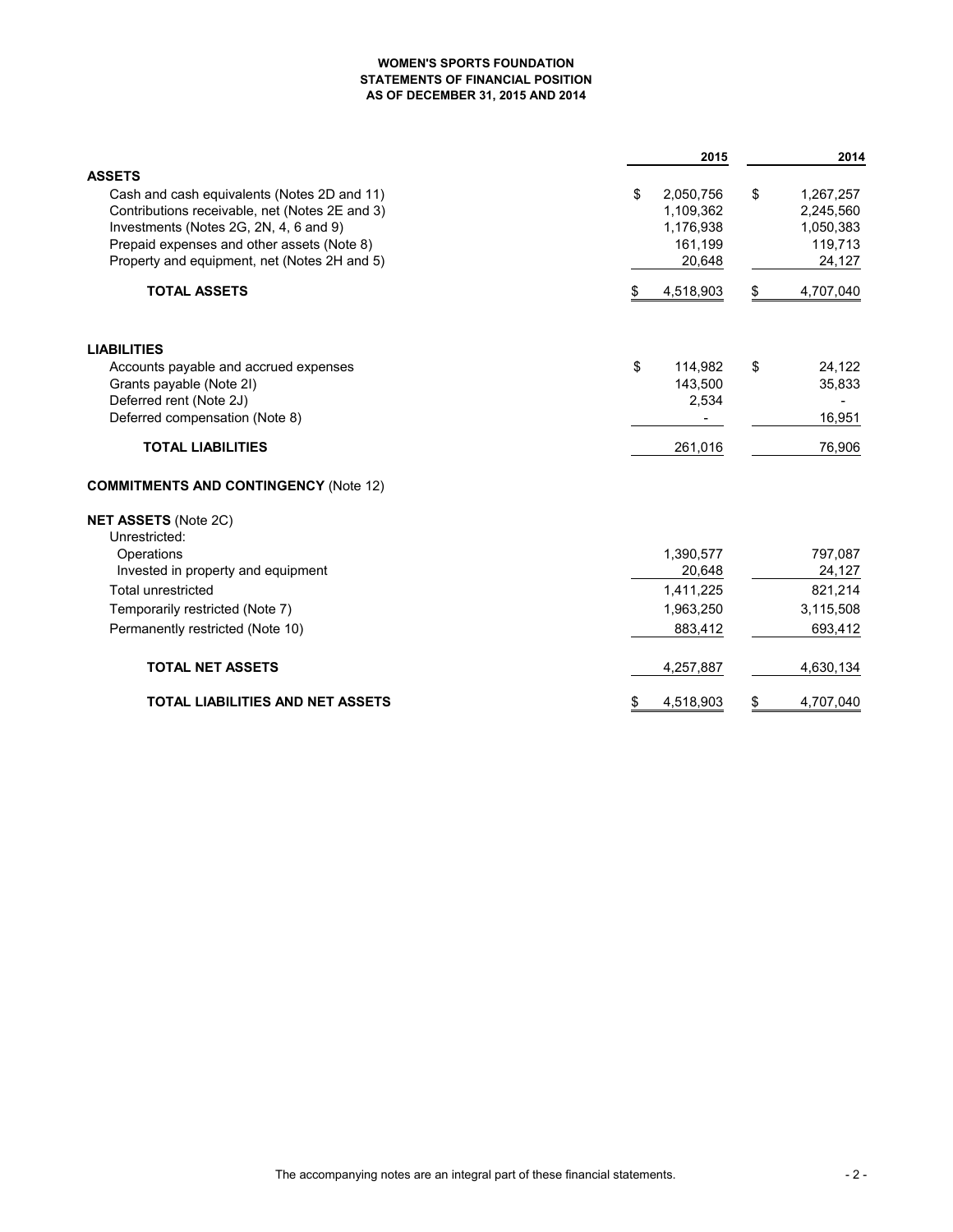**WOMEN'S SPORTS FOUNDATION**
**STATEMENTS OF FINANCIAL POSITION**
**AS OF DECEMBER 31, 2015 AND 2014**

| | 2015 | 2014 |
|---|---|---|
| **ASSETS** | | |
| Cash and cash equivalents (Notes 2D and 11) | $ 2,050,756 | $ 1,267,257 |
| Contributions receivable, net (Notes 2E and 3) | 1,109,362 | 2,245,560 |
| Investments (Notes 2G, 2N, 4, 6 and 9) | 1,176,938 | 1,050,383 |
| Prepaid expenses and other assets (Note 8) | 161,199 | 119,713 |
| Property and equipment, net (Notes 2H and 5) | 20,648 | 24,127 |
| **TOTAL ASSETS** | $ 4,518,903 | $ 4,707,040 |
| **LIABILITIES** | | |
| Accounts payable and accrued expenses | $ 114,982 | $ 24,122 |
| Grants payable (Note 2I) | 143,500 | 35,833 |
| Deferred rent (Note 2J) | 2,534 | - |
| Deferred compensation (Note 8) | - | 16,951 |
| **TOTAL LIABILITIES** | 261,016 | 76,906 |
| **COMMITMENTS AND CONTINGENCY** (Note 12) | | |
| **NET ASSETS** (Note 2C) | | |
| Unrestricted: | | |
| Operations | 1,390,577 | 797,087 |
| Invested in property and equipment | 20,648 | 24,127 |
| Total unrestricted | 1,411,225 | 821,214 |
| Temporarily restricted (Note 7) | 1,963,250 | 3,115,508 |
| Permanently restricted (Note 10) | 883,412 | 693,412 |
| **TOTAL NET ASSETS** | 4,257,887 | 4,630,134 |
| **TOTAL LIABILITIES AND NET ASSETS** | $ 4,518,903 | $ 4,707,040 |

The accompanying notes are an integral part of these financial statements.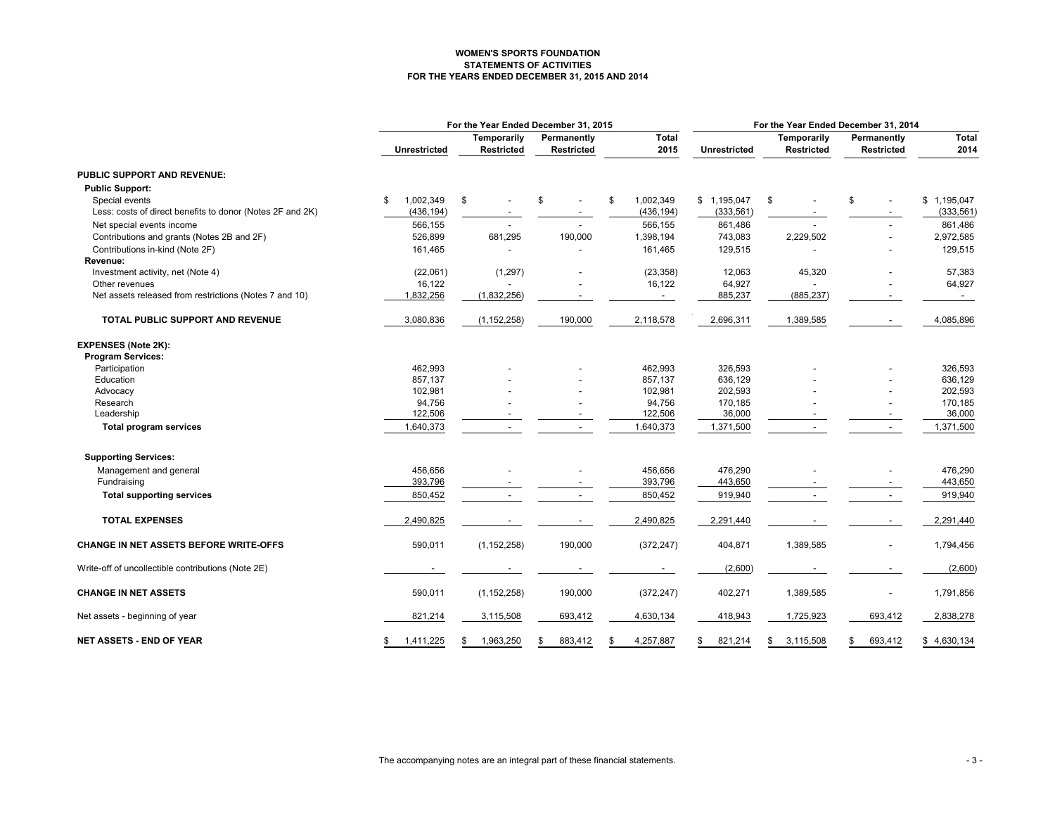# WOMEN'S SPORTS FOUNDATION
## STATEMENTS OF ACTIVITIES
### FOR THE YEARS ENDED DECEMBER 31, 2015 AND 2014

| | For the Year Ended December 31, 2015 | | | | For the Year Ended December 31, 2014 | | | |
|---|---|---|---|---|---|---|---|---|
| | Unrestricted | Temporarily Restricted | Permanently Restricted | Total 2015 | Unrestricted | Temporarily Restricted | Permanently Restricted | Total 2014 |
| **PUBLIC SUPPORT AND REVENUE:** | | | | | | | | |
| **Public Support:** | | | | | | | | |
| Special events | $ 1,002,349 | $ - | $ - | $ 1,002,349 | $ 1,195,047 | $ - | $ - | $ 1,195,047 |
| Less: costs of direct benefits to donor (Notes 2F and 2K) | (436,194) | - | - | (436,194) | (333,561) | - | - | (333,561) |
| Net special events income | 566,155 | - | - | 566,155 | 861,486 | - | - | 861,486 |
| Contributions and grants (Notes 2B and 2F) | 526,899 | 681,295 | 190,000 | 1,398,194 | 743,083 | 2,229,502 | - | 2,972,585 |
| Contributions in-kind (Note 2F) | 161,465 | - | - | 161,465 | 129,515 | - | - | 129,515 |
| **Revenue:** | | | | | | | | |
| Investment activity, net (Note 4) | (22,061) | (1,297) | - | (23,358) | 12,063 | 45,320 | - | 57,383 |
| Other revenues | 16,122 | - | - | 16,122 | 64,927 | - | - | 64,927 |
| Net assets released from restrictions (Notes 7 and 10) | 1,832,256 | (1,832,256) | - | - | 885,237 | (885,237) | - | - |
| **TOTAL PUBLIC SUPPORT AND REVENUE** | 3,080,836 | (1,152,258) | 190,000 | 2,118,578 | 2,696,311 | 1,389,585 | - | 4,085,896 |
| **EXPENSES (Note 2K):** | | | | | | | | |
| **Program Services:** | | | | | | | | |
| Participation | 462,993 | - | - | 462,993 | 326,593 | - | - | 326,593 |
| Education | 857,137 | - | - | 857,137 | 636,129 | - | - | 636,129 |
| Advocacy | 102,981 | - | - | 102,981 | 202,593 | - | - | 202,593 |
| Research | 94,756 | - | - | 94,756 | 170,185 | - | - | 170,185 |
| Leadership | 122,506 | - | - | 122,506 | 36,000 | - | - | 36,000 |
| **Total program services** | 1,640,373 | - | - | 1,640,373 | 1,371,500 | - | - | 1,371,500 |
| **Supporting Services:** | | | | | | | | |
| Management and general | 456,656 | - | - | 456,656 | 476,290 | - | - | 476,290 |
| Fundraising | 393,796 | - | - | 393,796 | 443,650 | - | - | 443,650 |
| **Total supporting services** | 850,452 | - | - | 850,452 | 919,940 | - | - | 919,940 |
| **TOTAL EXPENSES** | 2,490,825 | - | - | 2,490,825 | 2,291,440 | - | - | 2,291,440 |
| **CHANGE IN NET ASSETS BEFORE WRITE-OFFS** | 590,011 | (1,152,258) | 190,000 | (372,247) | 404,871 | 1,389,585 | - | 1,794,456 |
| Write-off of uncollectible contributions (Note 2E) | - | - | - | - | (2,600) | - | - | (2,600) |
| **CHANGE IN NET ASSETS** | 590,011 | (1,152,258) | 190,000 | (372,247) | 402,271 | 1,389,585 | - | 1,791,856 |
| Net assets - beginning of year | 821,214 | 3,115,508 | 693,412 | 4,630,134 | 418,943 | 1,725,923 | 693,412 | 2,838,278 |
| **NET ASSETS - END OF YEAR** | $ 1,411,225 | $ 1,963,250 | $ 883,412 | $ 4,257,887 | $ 821,214 | $ 3,115,508 | $ 693,412 | $ 4,630,134 |

The accompanying notes are an integral part of these financial statements.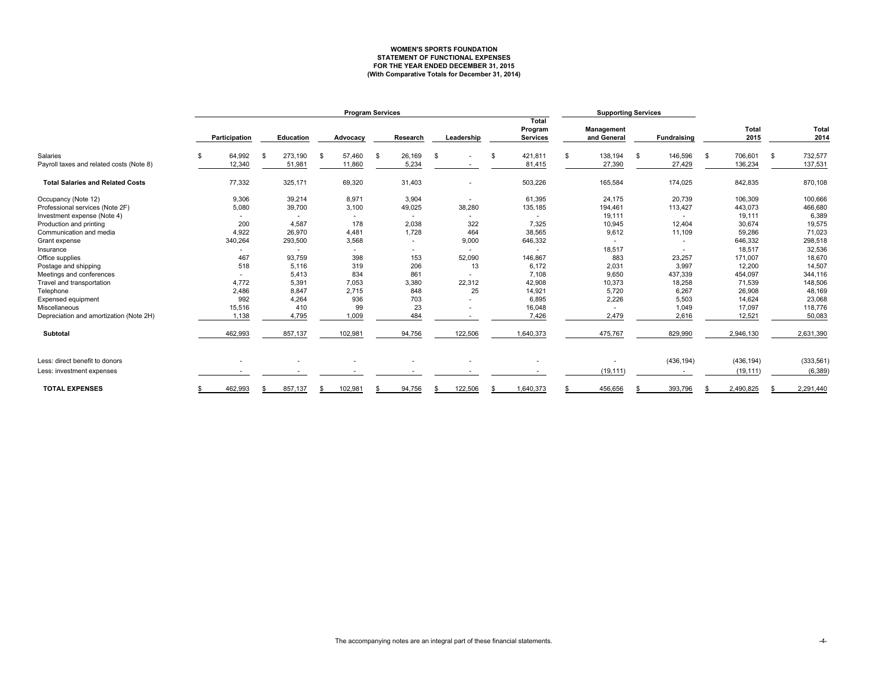**WOMEN'S SPORTS FOUNDATION**
**STATEMENT OF FUNCTIONAL EXPENSES**
**FOR THE YEAR ENDED DECEMBER 31, 2015**
**(With Comparative Totals for December 31, 2014)**

| | Program Services | | | | | | Supporting Services | | | |
|---|---|---|---|---|---|---|---|---|---|---|
| | Participation | Education | Advocacy | Research | Leadership | Total Program Services | Management and General | Fundraising | Total 2015 | Total 2014 |
| Salaries | $ 64,992 | $ 273,190 | $ 57,460 | $ 26,169 | $ - | $ 421,811 | $ 138,194 | $ 146,596 | $ 706,601 | $ 732,577 |
| Payroll taxes and related costs (Note 8) | 12,340 | 51,981 | 11,860 | 5,234 | - | 81,415 | 27,390 | 27,429 | 136,234 | 137,531 |
| **Total Salaries and Related Costs** | 77,332 | 325,171 | 69,320 | 31,403 | - | 503,226 | 165,584 | 174,025 | 842,835 | 870,108 |
| Occupancy (Note 12) | 9,306 | 39,214 | 8,971 | 3,904 | - | 61,395 | 24,175 | 20,739 | 106,309 | 100,666 |
| Professional services (Note 2F) | 5,080 | 39,700 | 3,100 | 49,025 | 38,280 | 135,185 | 194,461 | 113,427 | 443,073 | 466,680 |
| Investment expense (Note 4) | - | - | - | - | - | - | 19,111 | - | 19,111 | 6,389 |
| Production and printing | 200 | 4,587 | 178 | 2,038 | 322 | 7,325 | 10,945 | 12,404 | 30,674 | 19,575 |
| Communication and media | 4,922 | 26,970 | 4,481 | 1,728 | 464 | 38,565 | 9,612 | 11,109 | 59,286 | 71,023 |
| Grant expense | 340,264 | 293,500 | 3,568 | - | 9,000 | 646,332 | - | - | 646,332 | 298,518 |
| Insurance | - | - | - | - | - | - | 18,517 | - | 18,517 | 32,536 |
| Office supplies | 467 | 93,759 | 398 | 153 | 52,090 | 146,867 | 883 | 23,257 | 171,007 | 18,670 |
| Postage and shipping | 518 | 5,116 | 319 | 206 | 13 | 6,172 | 2,031 | 3,997 | 12,200 | 14,507 |
| Meetings and conferences | - | 5,413 | 834 | 861 | - | 7,108 | 9,650 | 437,339 | 454,097 | 344,116 |
| Travel and transportation | 4,772 | 5,391 | 7,053 | 3,380 | 22,312 | 42,908 | 10,373 | 18,258 | 71,539 | 148,506 |
| Telephone | 2,486 | 8,847 | 2,715 | 848 | 25 | 14,921 | 5,720 | 6,267 | 26,908 | 48,169 |
| Expensed equipment | 992 | 4,264 | 936 | 703 | - | 6,895 | 2,226 | 5,503 | 14,624 | 23,068 |
| Miscellaneous | 15,516 | 410 | 99 | 23 | - | 16,048 | - | 1,049 | 17,097 | 118,776 |
| Depreciation and amortization (Note 2H) | 1,138 | 4,795 | 1,009 | 484 | - | 7,426 | 2,479 | 2,616 | 12,521 | 50,083 |
| **Subtotal** | 462,993 | 857,137 | 102,981 | 94,756 | 122,506 | 1,640,373 | 475,767 | 829,990 | 2,946,130 | 2,631,390 |
| Less: direct benefit to donors | - | - | - | - | - | - | - | (436,194) | (436,194) | (333,561) |
| Less: investment expenses | - | - | - | - | - | - | (19,111) | - | (19,111) | (6,389) |
| **TOTAL EXPENSES** | $ 462,993 | $ 857,137 | $ 102,981 | $ 94,756 | $ 122,506 | $ 1,640,373 | $ 456,656 | $ 393,796 | $ 2,490,825 | $ 2,291,440 |

The accompanying notes are an integral part of these financial statements.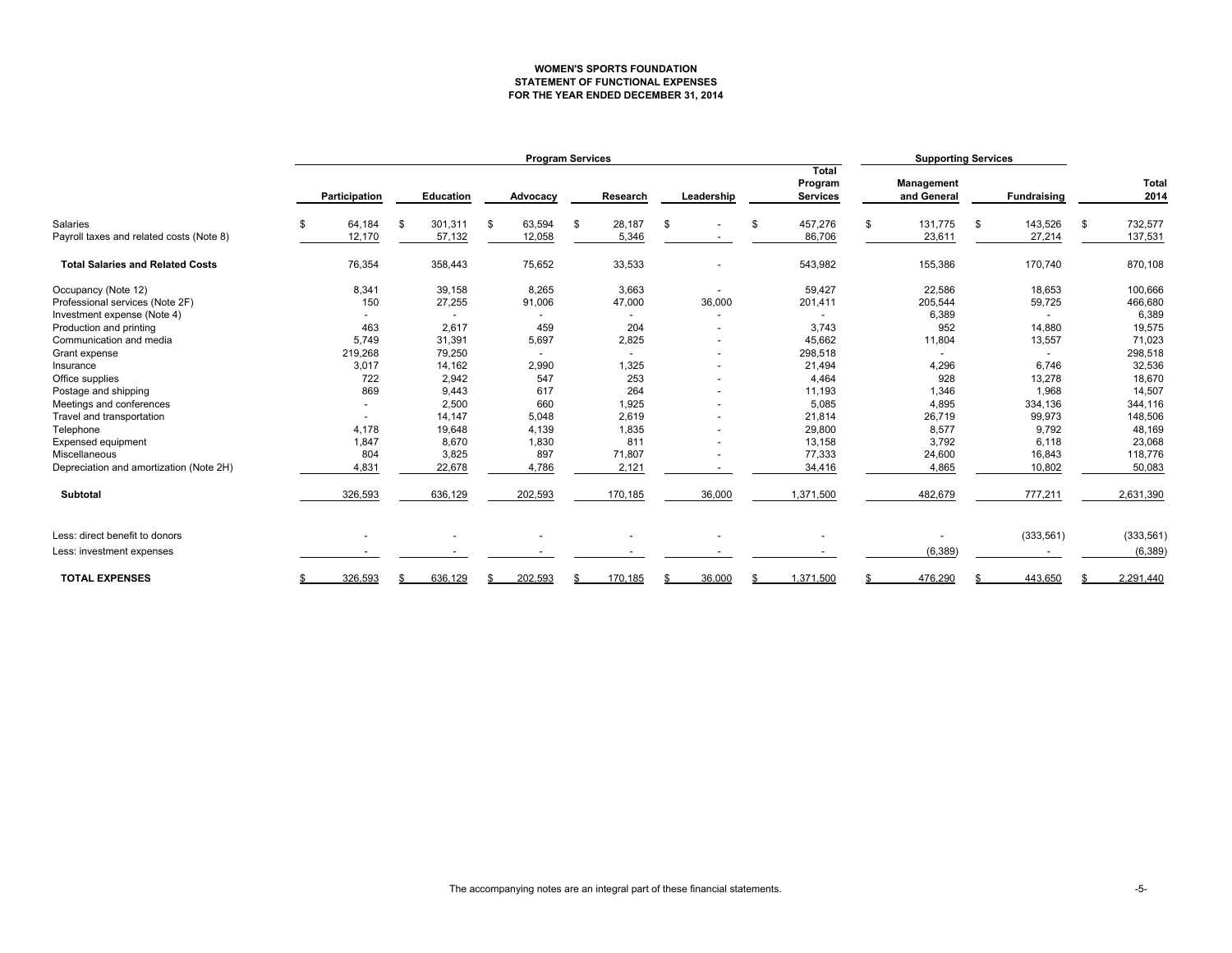**WOMEN'S SPORTS FOUNDATION**
**STATEMENT OF FUNCTIONAL EXPENSES**
**FOR THE YEAR ENDED DECEMBER 31, 2014**

| | Program Services | | | | | | Supporting Services | | |
|---|---|---|---|---|---|---|---|---|---|
| | Participation | Education | Advocacy | Research | Leadership | Total Program Services | Management and General | Fundraising | Total 2014 |
| Salaries | $ 64,184 | $ 301,311 | $ 63,594 | $ 28,187 | $ - | $ 457,276 | $ 131,775 | $ 143,526 | $ 732,577 |
| Payroll taxes and related costs (Note 8) | 12,170 | 57,132 | 12,058 | 5,346 | - | 86,706 | 23,611 | 27,214 | 137,531 |
| **Total Salaries and Related Costs** | 76,354 | 358,443 | 75,652 | 33,533 | - | 543,982 | 155,386 | 170,740 | 870,108 |
| Occupancy (Note 12) | 8,341 | 39,158 | 8,265 | 3,663 | - | 59,427 | 22,586 | 18,653 | 100,666 |
| Professional services (Note 2F) | 150 | 27,255 | 91,006 | 47,000 | 36,000 | 201,411 | 205,544 | 59,725 | 466,680 |
| Investment expense (Note 4) | - | - | - | - | - | - | 6,389 | - | 6,389 |
| Production and printing | 463 | 2,617 | 459 | 204 | - | 3,743 | 952 | 14,880 | 19,575 |
| Communication and media | 5,749 | 31,391 | 5,697 | 2,825 | - | 45,662 | 11,804 | 13,557 | 71,023 |
| Grant expense | 219,268 | 79,250 | - | - | - | 298,518 | - | - | 298,518 |
| Insurance | 3,017 | 14,162 | 2,990 | 1,325 | - | 21,494 | 4,296 | 6,746 | 32,536 |
| Office supplies | 722 | 2,942 | 547 | 253 | - | 4,464 | 928 | 13,278 | 18,670 |
| Postage and shipping | 869 | 9,443 | 617 | 264 | - | 11,193 | 1,346 | 1,968 | 14,507 |
| Meetings and conferences | - | 2,500 | 660 | 1,925 | - | 5,085 | 4,895 | 334,136 | 344,116 |
| Travel and transportation | - | 14,147 | 5,048 | 2,619 | - | 21,814 | 26,719 | 99,973 | 148,506 |
| Telephone | 4,178 | 19,648 | 4,139 | 1,835 | - | 29,800 | 8,577 | 9,792 | 48,169 |
| Expensed equipment | 1,847 | 8,670 | 1,830 | 811 | - | 13,158 | 3,792 | 6,118 | 23,068 |
| Miscellaneous | 804 | 3,825 | 897 | 71,807 | - | 77,333 | 24,600 | 16,843 | 118,776 |
| Depreciation and amortization (Note 2H) | 4,831 | 22,678 | 4,786 | 2,121 | - | 34,416 | 4,865 | 10,802 | 50,083 |
| **Subtotal** | 326,593 | 636,129 | 202,593 | 170,185 | 36,000 | 1,371,500 | 482,679 | 777,211 | 2,631,390 |
| Less: direct benefit to donors | - | - | - | - | - | - | - | (333,561) | (333,561) |
| Less: investment expenses | - | - | - | - | - | - | (6,389) | - | (6,389) |
| **TOTAL EXPENSES** | $ 326,593 | $ 636,129 | $ 202,593 | $ 170,185 | $ 36,000 | $ 1,371,500 | $ 476,290 | $ 443,650 | $ 2,291,440 |

The accompanying notes are an integral part of these financial statements.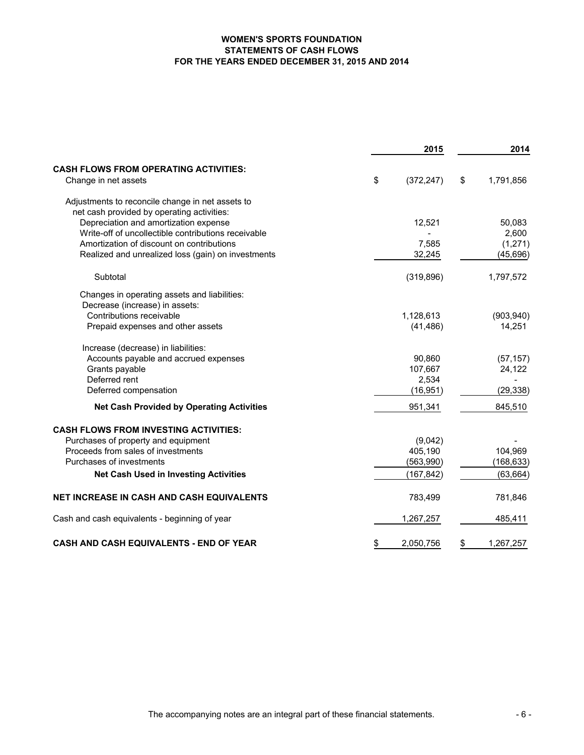# WOMEN'S SPORTS FOUNDATION
## STATEMENTS OF CASH FLOWS
## FOR THE YEARS ENDED DECEMBER 31, 2015 AND 2014

| | 2015 | 2014 |
|---|---|---|
| **CASH FLOWS FROM OPERATING ACTIVITIES:** | | |
| Change in net assets | $ (372,247) | $ 1,791,856 |
| Adjustments to reconcile change in net assets to net cash provided by operating activities: | | |
| Depreciation and amortization expense | 12,521 | 50,083 |
| Write-off of uncollectible contributions receivable | - | 2,600 |
| Amortization of discount on contributions | 7,585 | (1,271) |
| Realized and unrealized loss (gain) on investments | 32,245 | (45,696) |
| Subtotal | (319,896) | 1,797,572 |
| Changes in operating assets and liabilities: | | |
| Decrease (increase) in assets: | | |
| Contributions receivable | 1,128,613 | (903,940) |
| Prepaid expenses and other assets | (41,486) | 14,251 |
| Increase (decrease) in liabilities: | | |
| Accounts payable and accrued expenses | 90,860 | (57,157) |
| Grants payable | 107,667 | 24,122 |
| Deferred rent | 2,534 | - |
| Deferred compensation | (16,951) | (29,338) |
| **Net Cash Provided by Operating Activities** | 951,341 | 845,510 |
| **CASH FLOWS FROM INVESTING ACTIVITIES:** | | |
| Purchases of property and equipment | (9,042) | - |
| Proceeds from sales of investments | 405,190 | 104,969 |
| Purchases of investments | (563,990) | (168,633) |
| **Net Cash Used in Investing Activities** | (167,842) | (63,664) |
| **NET INCREASE IN CASH AND CASH EQUIVALENTS** | 783,499 | 781,846 |
| Cash and cash equivalents - beginning of year | 1,267,257 | 485,411 |
| **CASH AND CASH EQUIVALENTS - END OF YEAR** | $ 2,050,756 | $ 1,267,257 |

The accompanying notes are an integral part of these financial statements.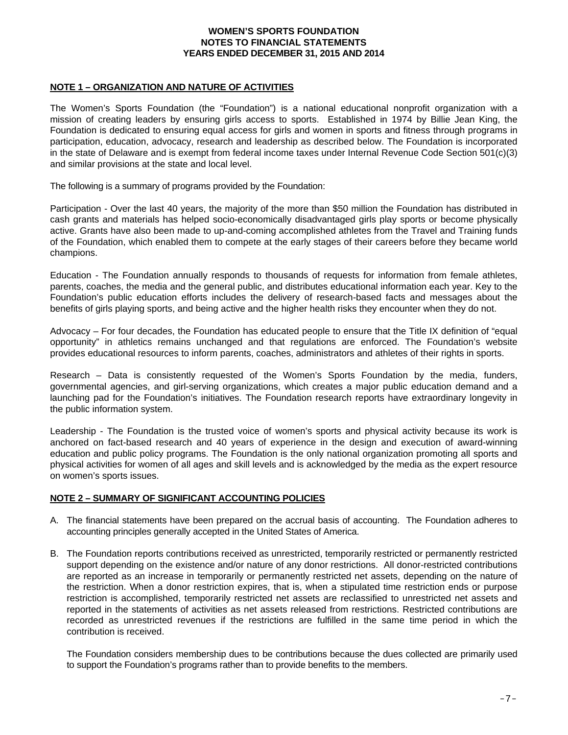**WOMEN'S SPORTS FOUNDATION**
**NOTES TO FINANCIAL STATEMENTS**
**YEARS ENDED DECEMBER 31, 2015 AND 2014**

## NOTE 1 – ORGANIZATION AND NATURE OF ACTIVITIES

The Women's Sports Foundation (the "Foundation") is a national educational nonprofit organization with a mission of creating leaders by ensuring girls access to sports. Established in 1974 by Billie Jean King, the Foundation is dedicated to ensuring equal access for girls and women in sports and fitness through programs in participation, education, advocacy, research and leadership as described below. The Foundation is incorporated in the state of Delaware and is exempt from federal income taxes under Internal Revenue Code Section 501(c)(3) and similar provisions at the state and local level.

The following is a summary of programs provided by the Foundation:

Participation - Over the last 40 years, the majority of the more than $50 million the Foundation has distributed in cash grants and materials has helped socio-economically disadvantaged girls play sports or become physically active. Grants have also been made to up-and-coming accomplished athletes from the Travel and Training funds of the Foundation, which enabled them to compete at the early stages of their careers before they became world champions.

Education - The Foundation annually responds to thousands of requests for information from female athletes, parents, coaches, the media and the general public, and distributes educational information each year. Key to the Foundation's public education efforts includes the delivery of research-based facts and messages about the benefits of girls playing sports, and being active and the higher health risks they encounter when they do not.

Advocacy – For four decades, the Foundation has educated people to ensure that the Title IX definition of "equal opportunity" in athletics remains unchanged and that regulations are enforced. The Foundation's website provides educational resources to inform parents, coaches, administrators and athletes of their rights in sports.

Research – Data is consistently requested of the Women's Sports Foundation by the media, funders, governmental agencies, and girl-serving organizations, which creates a major public education demand and a launching pad for the Foundation's initiatives. The Foundation research reports have extraordinary longevity in the public information system.

Leadership - The Foundation is the trusted voice of women's sports and physical activity because its work is anchored on fact-based research and 40 years of experience in the design and execution of award-winning education and public policy programs. The Foundation is the only national organization promoting all sports and physical activities for women of all ages and skill levels and is acknowledged by the media as the expert resource on women's sports issues.

## NOTE 2 – SUMMARY OF SIGNIFICANT ACCOUNTING POLICIES

A. The financial statements have been prepared on the accrual basis of accounting. The Foundation adheres to accounting principles generally accepted in the United States of America.

B. The Foundation reports contributions received as unrestricted, temporarily restricted or permanently restricted support depending on the existence and/or nature of any donor restrictions. All donor-restricted contributions are reported as an increase in temporarily or permanently restricted net assets, depending on the nature of the restriction. When a donor restriction expires, that is, when a stipulated time restriction ends or purpose restriction is accomplished, temporarily restricted net assets are reclassified to unrestricted net assets and reported in the statements of activities as net assets released from restrictions. Restricted contributions are recorded as unrestricted revenues if the restrictions are fulfilled in the same time period in which the contribution is received.

   The Foundation considers membership dues to be contributions because the dues collected are primarily used to support the Foundation's programs rather than to provide benefits to the members.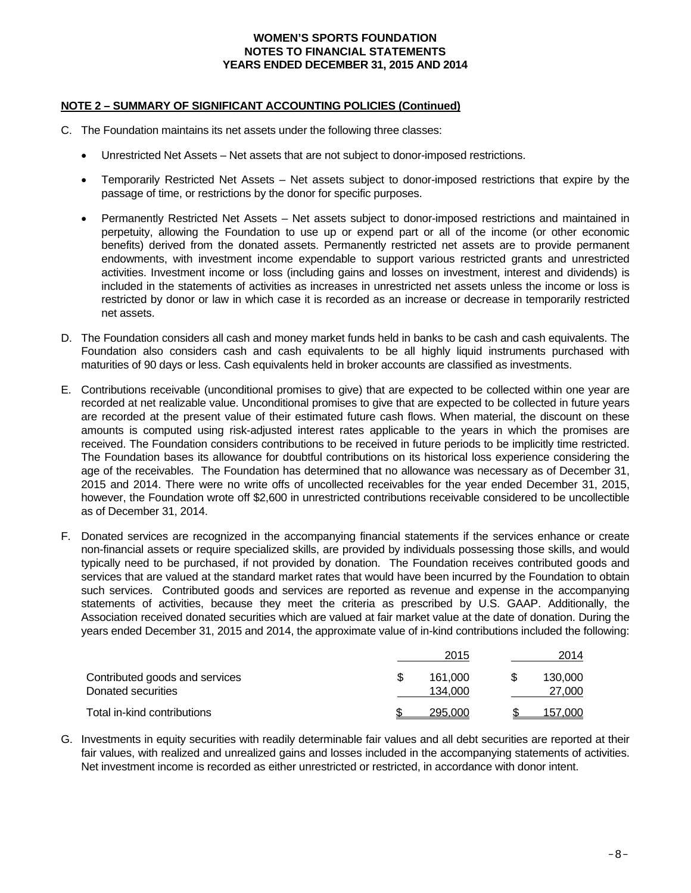WOMEN'S SPORTS FOUNDATION
NOTES TO FINANCIAL STATEMENTS
YEARS ENDED DECEMBER 31, 2015 AND 2014

**NOTE 2 – SUMMARY OF SIGNIFICANT ACCOUNTING POLICIES (Continued)**

C. The Foundation maintains its net assets under the following three classes:

- Unrestricted Net Assets – Net assets that are not subject to donor-imposed restrictions.

- Temporarily Restricted Net Assets – Net assets subject to donor-imposed restrictions that expire by the passage of time, or restrictions by the donor for specific purposes.

- Permanently Restricted Net Assets – Net assets subject to donor-imposed restrictions and maintained in perpetuity, allowing the Foundation to use up or expend part or all of the income (or other economic benefits) derived from the donated assets. Permanently restricted net assets are to provide permanent endowments, with investment income expendable to support various restricted grants and unrestricted activities. Investment income or loss (including gains and losses on investment, interest and dividends) is included in the statements of activities as increases in unrestricted net assets unless the income or loss is restricted by donor or law in which case it is recorded as an increase or decrease in temporarily restricted net assets.

D. The Foundation considers all cash and money market funds held in banks to be cash and cash equivalents. The Foundation also considers cash and cash equivalents to be all highly liquid instruments purchased with maturities of 90 days or less. Cash equivalents held in broker accounts are classified as investments.

E. Contributions receivable (unconditional promises to give) that are expected to be collected within one year are recorded at net realizable value. Unconditional promises to give that are expected to be collected in future years are recorded at the present value of their estimated future cash flows. When material, the discount on these amounts is computed using risk-adjusted interest rates applicable to the years in which the promises are received. The Foundation considers contributions to be received in future periods to be implicitly time restricted. The Foundation bases its allowance for doubtful contributions on its historical loss experience considering the age of the receivables. The Foundation has determined that no allowance was necessary as of December 31, 2015 and 2014. There were no write offs of uncollected receivables for the year ended December 31, 2015, however, the Foundation wrote off $2,600 in unrestricted contributions receivable considered to be uncollectible as of December 31, 2014.

F. Donated services are recognized in the accompanying financial statements if the services enhance or create non-financial assets or require specialized skills, are provided by individuals possessing those skills, and would typically need to be purchased, if not provided by donation. The Foundation receives contributed goods and services that are valued at the standard market rates that would have been incurred by the Foundation to obtain such services. Contributed goods and services are reported as revenue and expense in the accompanying statements of activities, because they meet the criteria as prescribed by U.S. GAAP. Additionally, the Association received donated securities which are valued at fair market value at the date of donation. During the years ended December 31, 2015 and 2014, the approximate value of in-kind contributions included the following:

| | 2015 | 2014 |
|---|---|---|
| Contributed goods and services | $ 161,000 | $ 130,000 |
| Donated securities | 134,000 | 27,000 |
| Total in-kind contributions | $ 295,000 | $ 157,000 |

G. Investments in equity securities with readily determinable fair values and all debt securities are reported at their fair values, with realized and unrealized gains and losses included in the accompanying statements of activities. Net investment income is recorded as either unrestricted or restricted, in accordance with donor intent.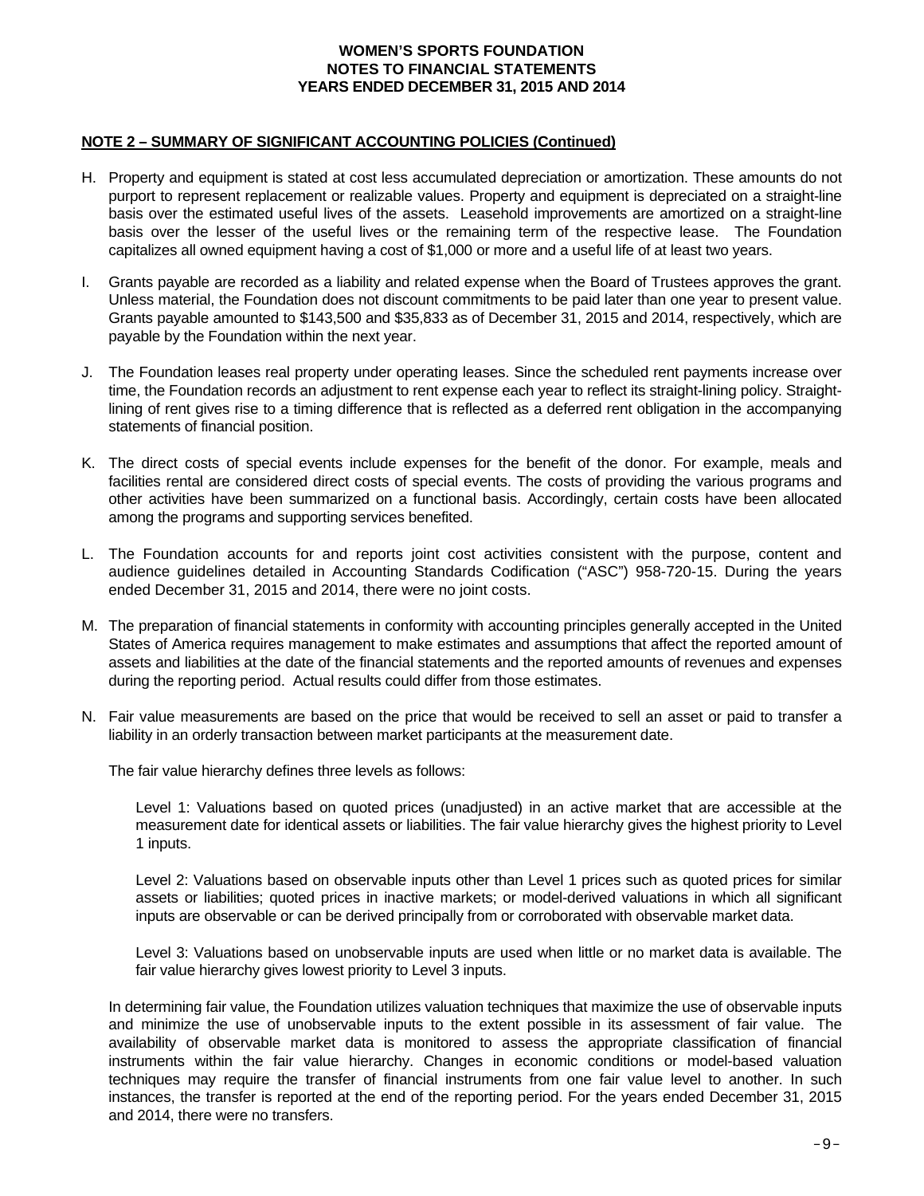**NOTE 2 – SUMMARY OF SIGNIFICANT ACCOUNTING POLICIES (Continued)**

H. Property and equipment is stated at cost less accumulated depreciation or amortization. These amounts do not purport to represent replacement or realizable values. Property and equipment is depreciated on a straight-line basis over the estimated useful lives of the assets. Leasehold improvements are amortized on a straight-line basis over the lesser of the useful lives or the remaining term of the respective lease. The Foundation capitalizes all owned equipment having a cost of $1,000 or more and a useful life of at least two years.

I. Grants payable are recorded as a liability and related expense when the Board of Trustees approves the grant. Unless material, the Foundation does not discount commitments to be paid later than one year to present value. Grants payable amounted to $143,500 and $35,833 as of December 31, 2015 and 2014, respectively, which are payable by the Foundation within the next year.

J. The Foundation leases real property under operating leases. Since the scheduled rent payments increase over time, the Foundation records an adjustment to rent expense each year to reflect its straight-lining policy. Straight-lining of rent gives rise to a timing difference that is reflected as a deferred rent obligation in the accompanying statements of financial position.

K. The direct costs of special events include expenses for the benefit of the donor. For example, meals and facilities rental are considered direct costs of special events. The costs of providing the various programs and other activities have been summarized on a functional basis. Accordingly, certain costs have been allocated among the programs and supporting services benefited.

L. The Foundation accounts for and reports joint cost activities consistent with the purpose, content and audience guidelines detailed in Accounting Standards Codification ("ASC") 958-720-15. During the years ended December 31, 2015 and 2014, there were no joint costs.

M. The preparation of financial statements in conformity with accounting principles generally accepted in the United States of America requires management to make estimates and assumptions that affect the reported amount of assets and liabilities at the date of the financial statements and the reported amounts of revenues and expenses during the reporting period. Actual results could differ from those estimates.

N. Fair value measurements are based on the price that would be received to sell an asset or paid to transfer a liability in an orderly transaction between market participants at the measurement date.

   The fair value hierarchy defines three levels as follows:

   Level 1: Valuations based on quoted prices (unadjusted) in an active market that are accessible at the measurement date for identical assets or liabilities. The fair value hierarchy gives the highest priority to Level 1 inputs.

   Level 2: Valuations based on observable inputs other than Level 1 prices such as quoted prices for similar assets or liabilities; quoted prices in inactive markets; or model-derived valuations in which all significant inputs are observable or can be derived principally from or corroborated with observable market data.

   Level 3: Valuations based on unobservable inputs are used when little or no market data is available. The fair value hierarchy gives lowest priority to Level 3 inputs.

   In determining fair value, the Foundation utilizes valuation techniques that maximize the use of observable inputs and minimize the use of unobservable inputs to the extent possible in its assessment of fair value. The availability of observable market data is monitored to assess the appropriate classification of financial instruments within the fair value hierarchy. Changes in economic conditions or model-based valuation techniques may require the transfer of financial instruments from one fair value level to another. In such instances, the transfer is reported at the end of the reporting period. For the years ended December 31, 2015 and 2014, there were no transfers.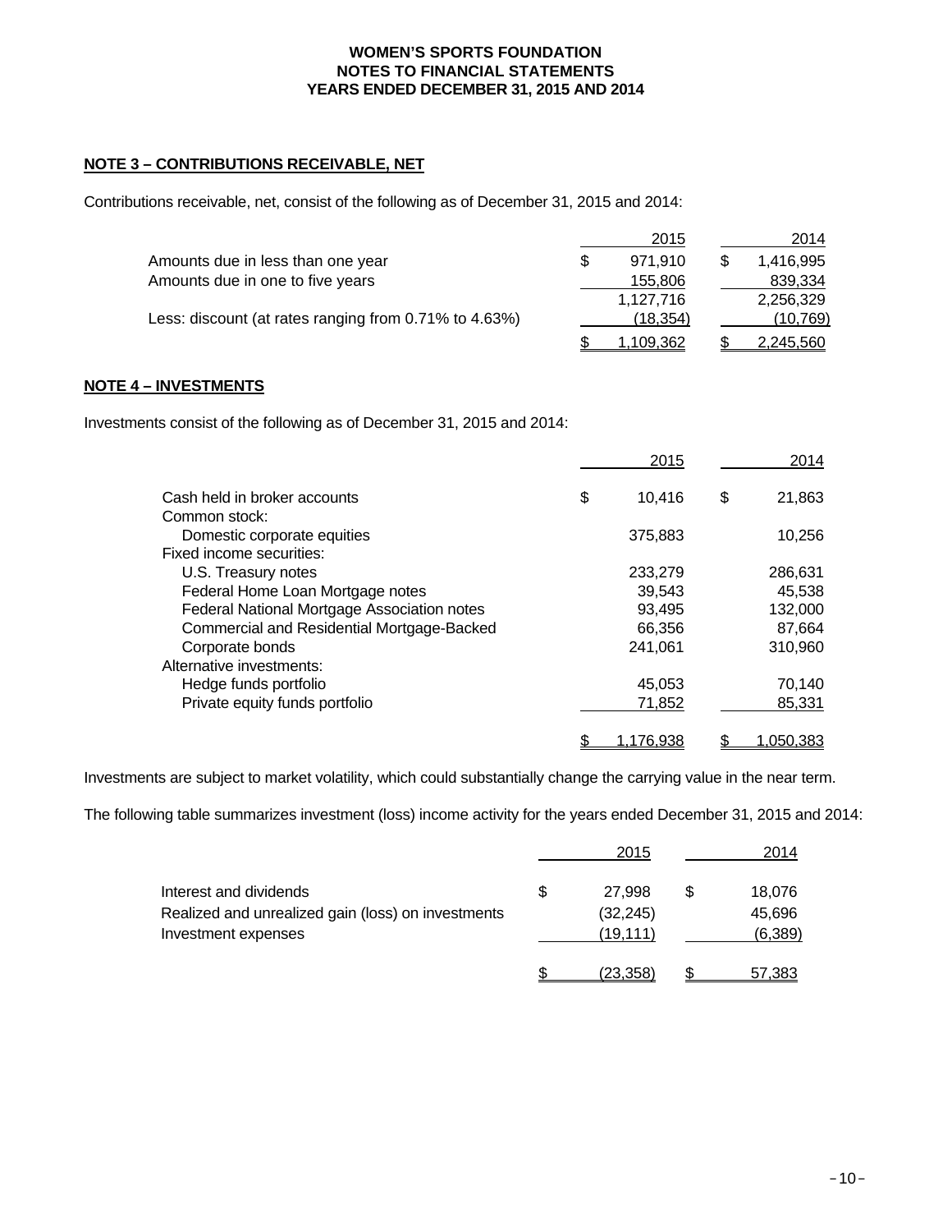**WOMEN'S SPORTS FOUNDATION**
**NOTES TO FINANCIAL STATEMENTS**
**YEARS ENDED DECEMBER 31, 2015 AND 2014**

## NOTE 3 – CONTRIBUTIONS RECEIVABLE, NET

Contributions receivable, net, consist of the following as of December 31, 2015 and 2014:

| | 2015 | 2014 |
|---|---|---|
| Amounts due in less than one year | $ 971,910 | $ 1,416,995 |
| Amounts due in one to five years | 155,806 | 839,334 |
| | 1,127,716 | 2,256,329 |
| Less: discount (at rates ranging from 0.71% to 4.63%) | (18,354) | (10,769) |
| | $ 1,109,362 | $ 2,245,560 |

## NOTE 4 – INVESTMENTS

Investments consist of the following as of December 31, 2015 and 2014:

| | 2015 | 2014 |
|---|---|---|
| Cash held in broker accounts | $ 10,416 | $ 21,863 |
| Common stock: | | |
| Domestic corporate equities | 375,883 | 10,256 |
| Fixed income securities: | | |
| U.S. Treasury notes | 233,279 | 286,631 |
| Federal Home Loan Mortgage notes | 39,543 | 45,538 |
| Federal National Mortgage Association notes | 93,495 | 132,000 |
| Commercial and Residential Mortgage-Backed | 66,356 | 87,664 |
| Corporate bonds | 241,061 | 310,960 |
| Alternative investments: | | |
| Hedge funds portfolio | 45,053 | 70,140 |
| Private equity funds portfolio | 71,852 | 85,331 |
| | $ 1,176,938 | $ 1,050,383 |

Investments are subject to market volatility, which could substantially change the carrying value in the near term.

The following table summarizes investment (loss) income activity for the years ended December 31, 2015 and 2014:

| | 2015 | 2014 |
|---|---|---|
| Interest and dividends | $ 27,998 | $ 18,076 |
| Realized and unrealized gain (loss) on investments | (32,245) | 45,696 |
| Investment expenses | (19,111) | (6,389) |
| | $ (23,358) | $ 57,383 |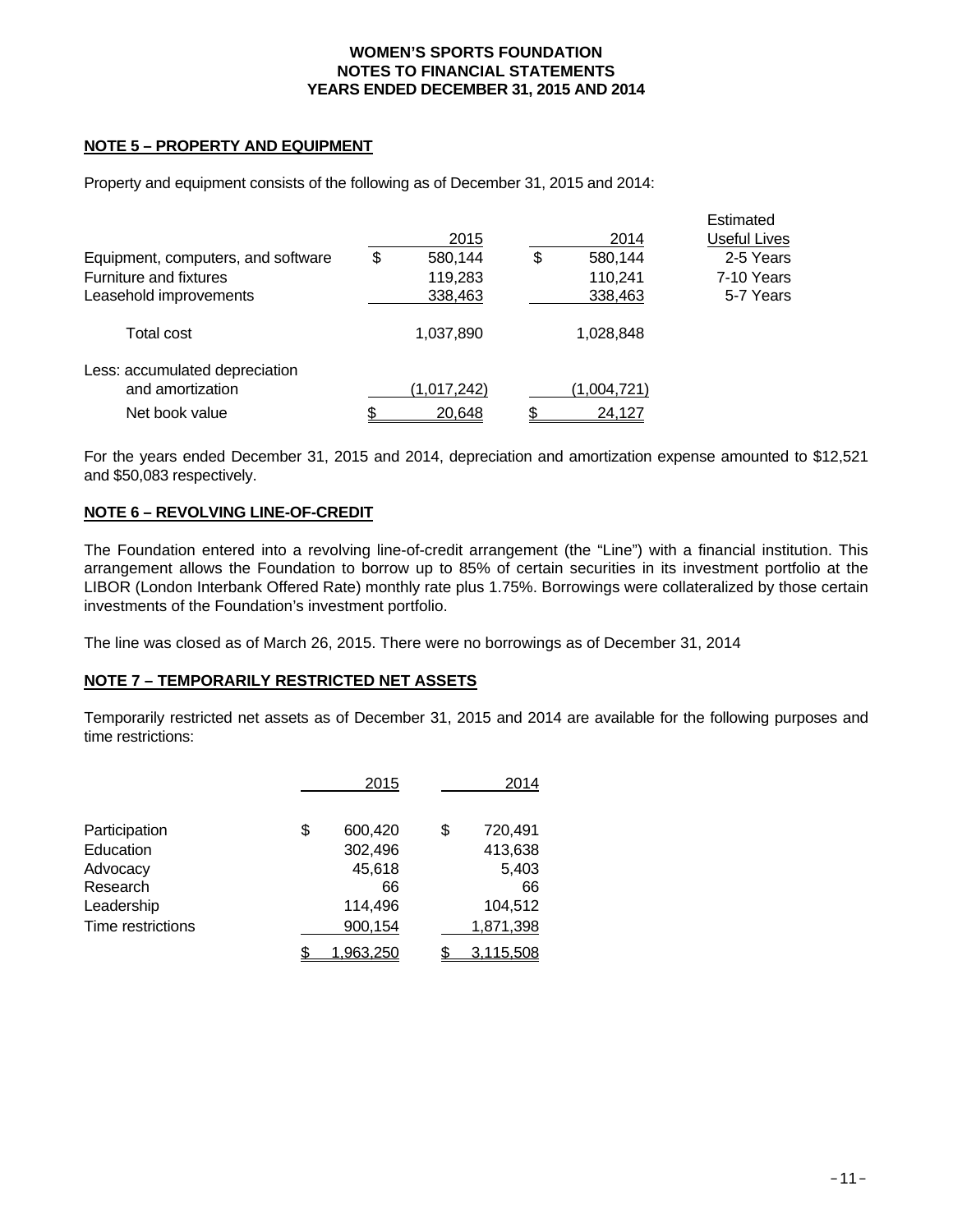**WOMEN'S SPORTS FOUNDATION**
**NOTES TO FINANCIAL STATEMENTS**
**YEARS ENDED DECEMBER 31, 2015 AND 2014**

## NOTE 5 – PROPERTY AND EQUIPMENT

Property and equipment consists of the following as of December 31, 2015 and 2014:

| | 2015 | 2014 | Estimated Useful Lives |
|---|---|---|---|
| Equipment, computers, and software | $ 580,144 | $ 580,144 | 2-5 Years |
| Furniture and fixtures | 119,283 | 110,241 | 7-10 Years |
| Leasehold improvements | 338,463 | 338,463 | 5-7 Years |
| Total cost | 1,037,890 | 1,028,848 | |
| Less: accumulated depreciation and amortization | (1,017,242) | (1,004,721) | |
| Net book value | $ 20,648 | $ 24,127 | |

For the years ended December 31, 2015 and 2014, depreciation and amortization expense amounted to $12,521 and $50,083 respectively.

## NOTE 6 – REVOLVING LINE-OF-CREDIT

The Foundation entered into a revolving line-of-credit arrangement (the "Line") with a financial institution. This arrangement allows the Foundation to borrow up to 85% of certain securities in its investment portfolio at the LIBOR (London Interbank Offered Rate) monthly rate plus 1.75%. Borrowings were collateralized by those certain investments of the Foundation's investment portfolio.

The line was closed as of March 26, 2015. There were no borrowings as of December 31, 2014

## NOTE 7 – TEMPORARILY RESTRICTED NET ASSETS

Temporarily restricted net assets as of December 31, 2015 and 2014 are available for the following purposes and time restrictions:

| | 2015 | 2014 |
|---|---|---|
| Participation | $ 600,420 | $ 720,491 |
| Education | 302,496 | 413,638 |
| Advocacy | 45,618 | 5,403 |
| Research | 66 | 66 |
| Leadership | 114,496 | 104,512 |
| Time restrictions | 900,154 | 1,871,398 |
| | $ 1,963,250 | $ 3,115,508 |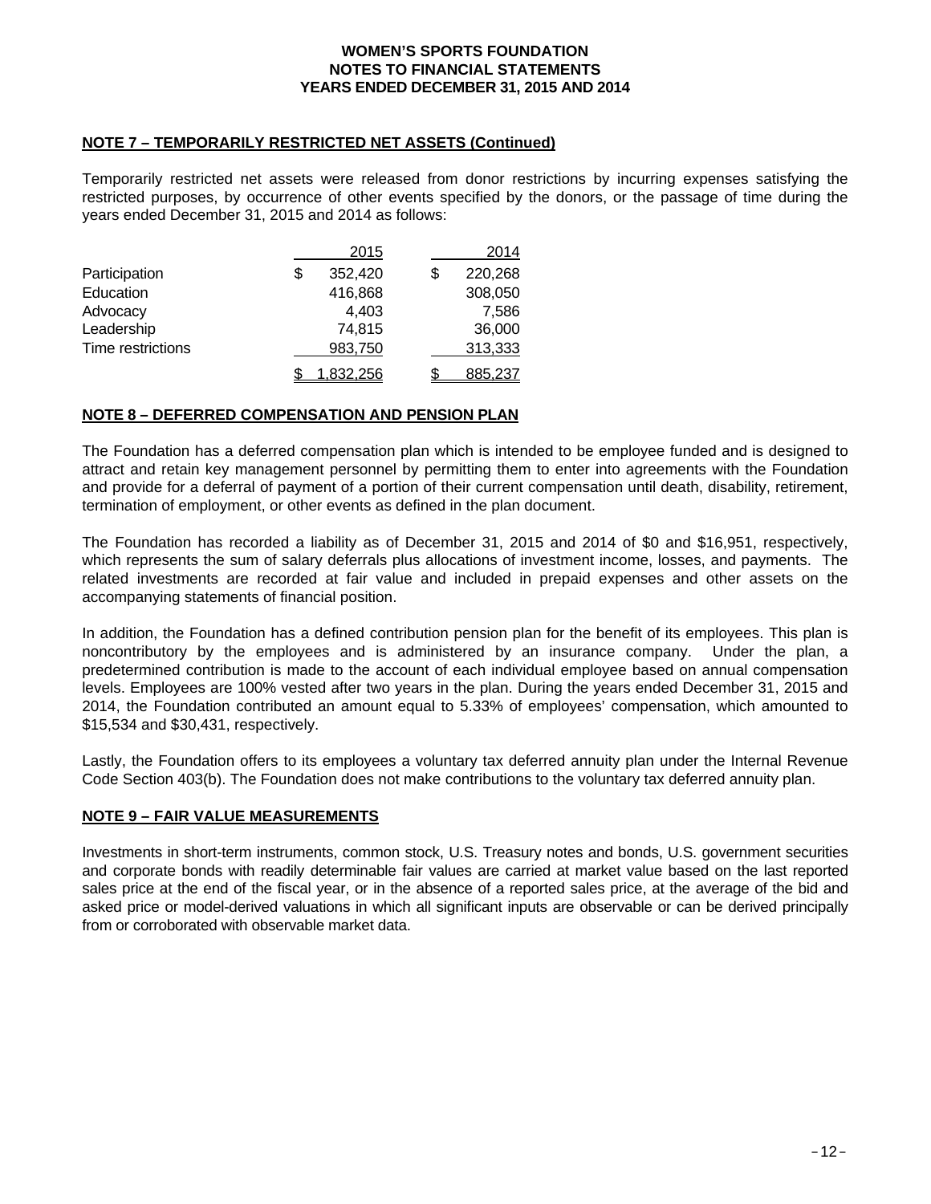**WOMEN'S SPORTS FOUNDATION**
**NOTES TO FINANCIAL STATEMENTS**
**YEARS ENDED DECEMBER 31, 2015 AND 2014**

## NOTE 7 – TEMPORARILY RESTRICTED NET ASSETS (Continued)

Temporarily restricted net assets were released from donor restrictions by incurring expenses satisfying the restricted purposes, by occurrence of other events specified by the donors, or the passage of time during the years ended December 31, 2015 and 2014 as follows:

| | 2015 | 2014 |
|---|---|---|
| Participation | $ 352,420 | $ 220,268 |
| Education | 416,868 | 308,050 |
| Advocacy | 4,403 | 7,586 |
| Leadership | 74,815 | 36,000 |
| Time restrictions | 983,750 | 313,333 |
| | $ 1,832,256 | $ 885,237 |

## NOTE 8 – DEFERRED COMPENSATION AND PENSION PLAN

The Foundation has a deferred compensation plan which is intended to be employee funded and is designed to attract and retain key management personnel by permitting them to enter into agreements with the Foundation and provide for a deferral of payment of a portion of their current compensation until death, disability, retirement, termination of employment, or other events as defined in the plan document.

The Foundation has recorded a liability as of December 31, 2015 and 2014 of $0 and $16,951, respectively, which represents the sum of salary deferrals plus allocations of investment income, losses, and payments. The related investments are recorded at fair value and included in prepaid expenses and other assets on the accompanying statements of financial position.

In addition, the Foundation has a defined contribution pension plan for the benefit of its employees. This plan is noncontributory by the employees and is administered by an insurance company. Under the plan, a predetermined contribution is made to the account of each individual employee based on annual compensation levels. Employees are 100% vested after two years in the plan. During the years ended December 31, 2015 and 2014, the Foundation contributed an amount equal to 5.33% of employees' compensation, which amounted to $15,534 and $30,431, respectively.

Lastly, the Foundation offers to its employees a voluntary tax deferred annuity plan under the Internal Revenue Code Section 403(b). The Foundation does not make contributions to the voluntary tax deferred annuity plan.

## NOTE 9 – FAIR VALUE MEASUREMENTS

Investments in short-term instruments, common stock, U.S. Treasury notes and bonds, U.S. government securities and corporate bonds with readily determinable fair values are carried at market value based on the last reported sales price at the end of the fiscal year, or in the absence of a reported sales price, at the average of the bid and asked price or model-derived valuations in which all significant inputs are observable or can be derived principally from or corroborated with observable market data.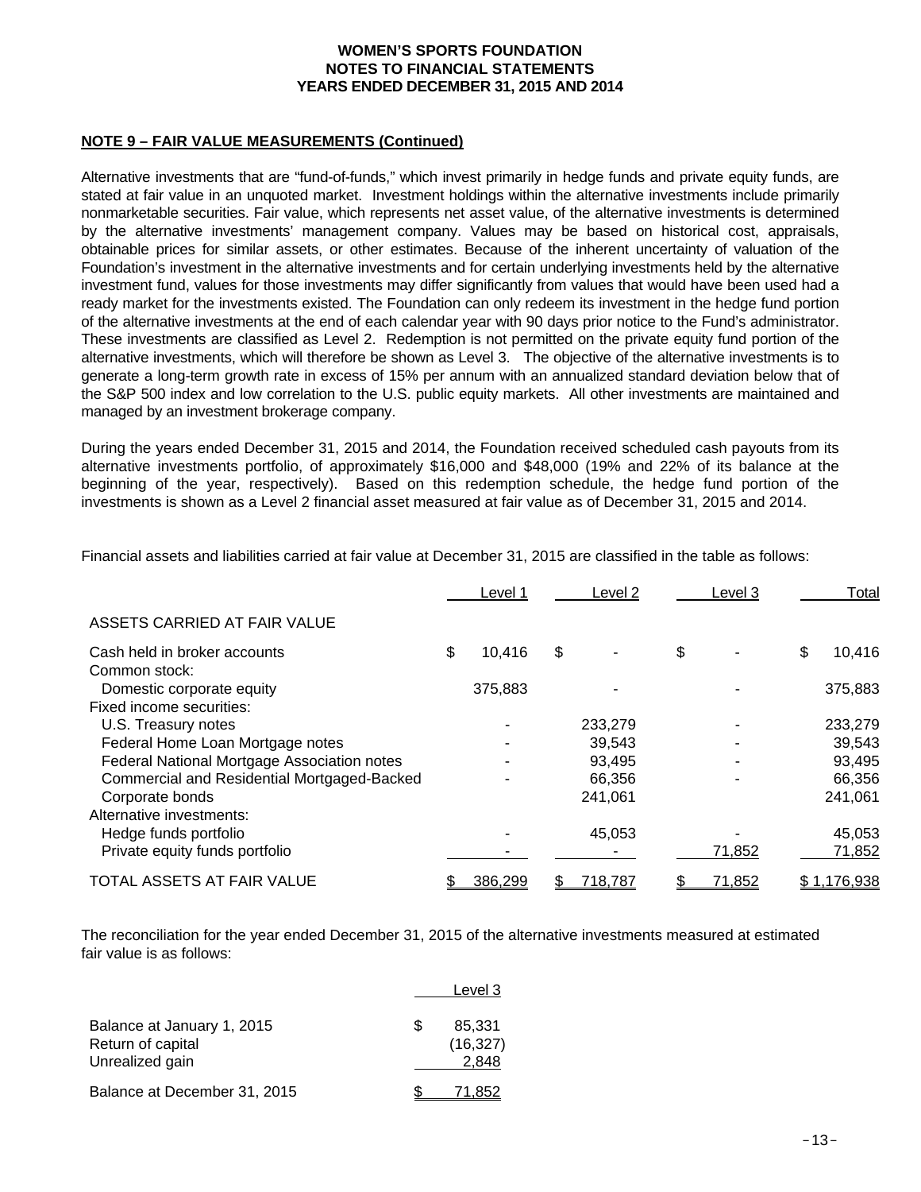**WOMEN'S SPORTS FOUNDATION**
**NOTES TO FINANCIAL STATEMENTS**
**YEARS ENDED DECEMBER 31, 2015 AND 2014**

**NOTE 9 – FAIR VALUE MEASUREMENTS (Continued)**

Alternative investments that are "fund-of-funds," which invest primarily in hedge funds and private equity funds, are stated at fair value in an unquoted market. Investment holdings within the alternative investments include primarily nonmarketable securities. Fair value, which represents net asset value, of the alternative investments is determined by the alternative investments' management company. Values may be based on historical cost, appraisals, obtainable prices for similar assets, or other estimates. Because of the inherent uncertainty of valuation of the Foundation's investment in the alternative investments and for certain underlying investments held by the alternative investment fund, values for those investments may differ significantly from values that would have been used had a ready market for the investments existed. The Foundation can only redeem its investment in the hedge fund portion of the alternative investments at the end of each calendar year with 90 days prior notice to the Fund's administrator. These investments are classified as Level 2. Redemption is not permitted on the private equity fund portion of the alternative investments, which will therefore be shown as Level 3. The objective of the alternative investments is to generate a long-term growth rate in excess of 15% per annum with an annualized standard deviation below that of the S&P 500 index and low correlation to the U.S. public equity markets. All other investments are maintained and managed by an investment brokerage company.

During the years ended December 31, 2015 and 2014, the Foundation received scheduled cash payouts from its alternative investments portfolio, of approximately $16,000 and $48,000 (19% and 22% of its balance at the beginning of the year, respectively). Based on this redemption schedule, the hedge fund portion of the investments is shown as a Level 2 financial asset measured at fair value as of December 31, 2015 and 2014.

Financial assets and liabilities carried at fair value at December 31, 2015 are classified in the table as follows:

| | Level 1 | Level 2 | Level 3 | Total |
|---|---|---|---|---|
| ASSETS CARRIED AT FAIR VALUE | | | | |
| Cash held in broker accounts | $ 10,416 | $ - | $ - | $ 10,416 |
| Common stock: | | | | |
| Domestic corporate equity | 375,883 | - | - | 375,883 |
| Fixed income securities: | | | | |
| U.S. Treasury notes | - | 233,279 | - | 233,279 |
| Federal Home Loan Mortgage notes | - | 39,543 | - | 39,543 |
| Federal National Mortgage Association notes | - | 93,495 | - | 93,495 |
| Commercial and Residential Mortgaged-Backed | - | 66,356 | - | 66,356 |
| Corporate bonds | | 241,061 | | 241,061 |
| Alternative investments: | | | | |
| Hedge funds portfolio | - | 45,053 | - | 45,053 |
| Private equity funds portfolio | - | - | 71,852 | 71,852 |
| TOTAL ASSETS AT FAIR VALUE | $ 386,299 | $ 718,787 | $ 71,852 | $ 1,176,938 |

The reconciliation for the year ended December 31, 2015 of the alternative investments measured at estimated fair value is as follows:

| | Level 3 |
|---|---|
| Balance at January 1, 2015 | $ 85,331 |
| Return of capital | (16,327) |
| Unrealized gain | 2,848 |
| Balance at December 31, 2015 | $ 71,852 |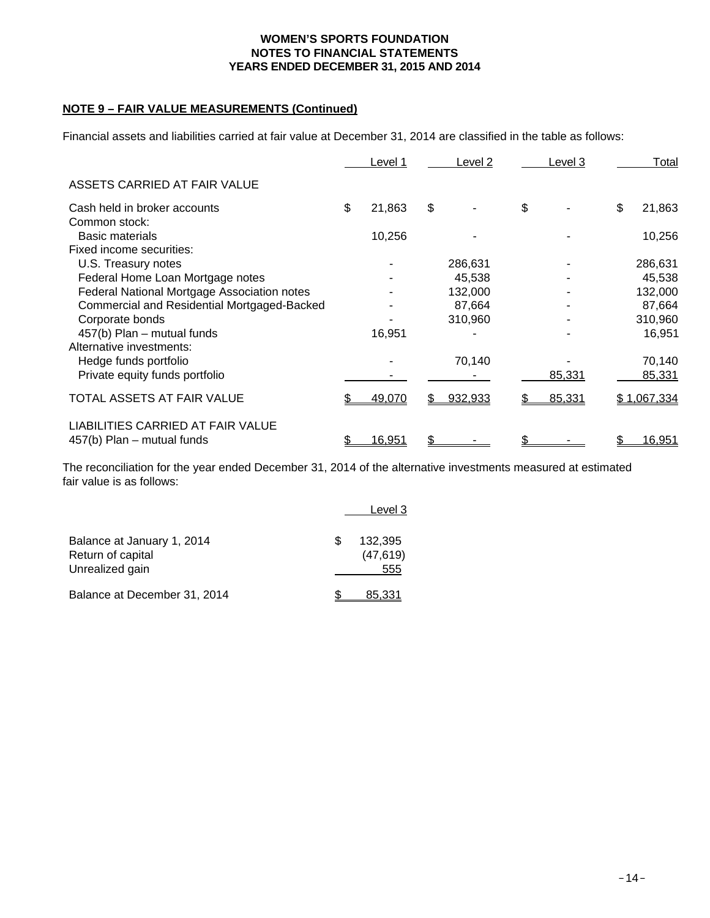WOMEN'S SPORTS FOUNDATION
NOTES TO FINANCIAL STATEMENTS
YEARS ENDED DECEMBER 31, 2015 AND 2014

**NOTE 9 – FAIR VALUE MEASUREMENTS (Continued)**

Financial assets and liabilities carried at fair value at December 31, 2014 are classified in the table as follows:

| | Level 1 | Level 2 | Level 3 | Total |
|---|---|---|---|---|
| ASSETS CARRIED AT FAIR VALUE | | | | |
| Cash held in broker accounts | $ 21,863 | $ - | $ - | $ 21,863 |
| Common stock: | | | | |
| Basic materials | 10,256 | - | - | 10,256 |
| Fixed income securities: | | | | |
| U.S. Treasury notes | - | 286,631 | - | 286,631 |
| Federal Home Loan Mortgage notes | - | 45,538 | - | 45,538 |
| Federal National Mortgage Association notes | - | 132,000 | - | 132,000 |
| Commercial and Residential Mortgaged-Backed | - | 87,664 | - | 87,664 |
| Corporate bonds | - | 310,960 | - | 310,960 |
| 457(b) Plan – mutual funds | 16,951 | - | - | 16,951 |
| Alternative investments: | | | | |
| Hedge funds portfolio | - | 70,140 | - | 70,140 |
| Private equity funds portfolio | - | - | 85,331 | 85,331 |
| TOTAL ASSETS AT FAIR VALUE | $ 49,070 | $ 932,933 | $ 85,331 | $ 1,067,334 |
| LIABILITIES CARRIED AT FAIR VALUE | | | | |
| 457(b) Plan – mutual funds | $ 16,951 | $ - | $ - | $ 16,951 |

The reconciliation for the year ended December 31, 2014 of the alternative investments measured at estimated fair value is as follows:

| | Level 3 |
|---|---|
| Balance at January 1, 2014 | $ 132,395 |
| Return of capital | (47,619) |
| Unrealized gain | 555 |
| Balance at December 31, 2014 | $ 85,331 |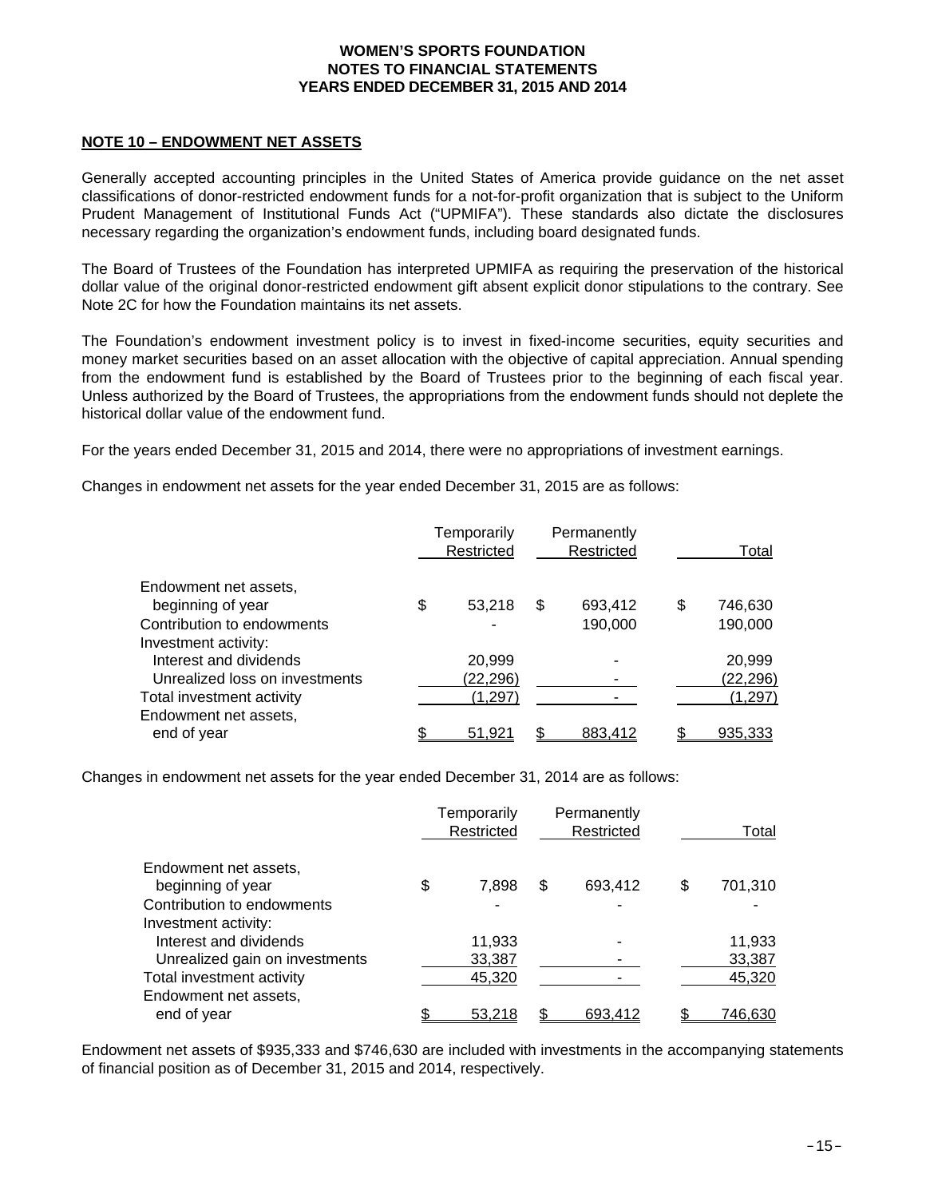**WOMEN'S SPORTS FOUNDATION**
**NOTES TO FINANCIAL STATEMENTS**
**YEARS ENDED DECEMBER 31, 2015 AND 2014**

## NOTE 10 – ENDOWMENT NET ASSETS

Generally accepted accounting principles in the United States of America provide guidance on the net asset classifications of donor-restricted endowment funds for a not-for-profit organization that is subject to the Uniform Prudent Management of Institutional Funds Act ("UPMIFA"). These standards also dictate the disclosures necessary regarding the organization's endowment funds, including board designated funds.

The Board of Trustees of the Foundation has interpreted UPMIFA as requiring the preservation of the historical dollar value of the original donor-restricted endowment gift absent explicit donor stipulations to the contrary. See Note 2C for how the Foundation maintains its net assets.

The Foundation's endowment investment policy is to invest in fixed-income securities, equity securities and money market securities based on an asset allocation with the objective of capital appreciation. Annual spending from the endowment fund is established by the Board of Trustees prior to the beginning of each fiscal year. Unless authorized by the Board of Trustees, the appropriations from the endowment funds should not deplete the historical dollar value of the endowment fund.

For the years ended December 31, 2015 and 2014, there were no appropriations of investment earnings.

Changes in endowment net assets for the year ended December 31, 2015 are as follows:

| | Temporarily Restricted | Permanently Restricted | Total |
|---|---|---|---|
| Endowment net assets, beginning of year | $ 53,218 | $ 693,412 | $ 746,630 |
| Contribution to endowments | - | 190,000 | 190,000 |
| Investment activity: | | | |
| Interest and dividends | 20,999 | - | 20,999 |
| Unrealized loss on investments | (22,296) | - | (22,296) |
| Total investment activity | (1,297) | - | (1,297) |
| Endowment net assets, end of year | $ 51,921 | $ 883,412 | $ 935,333 |

Changes in endowment net assets for the year ended December 31, 2014 are as follows:

| | Temporarily Restricted | Permanently Restricted | Total |
|---|---|---|---|
| Endowment net assets, beginning of year | $ 7,898 | $ 693,412 | $ 701,310 |
| Contribution to endowments | - | - | - |
| Investment activity: | | | |
| Interest and dividends | 11,933 | - | 11,933 |
| Unrealized gain on investments | 33,387 | - | 33,387 |
| Total investment activity | 45,320 | - | 45,320 |
| Endowment net assets, end of year | $ 53,218 | $ 693,412 | $ 746,630 |

Endowment net assets of $935,333 and $746,630 are included with investments in the accompanying statements of financial position as of December 31, 2015 and 2014, respectively.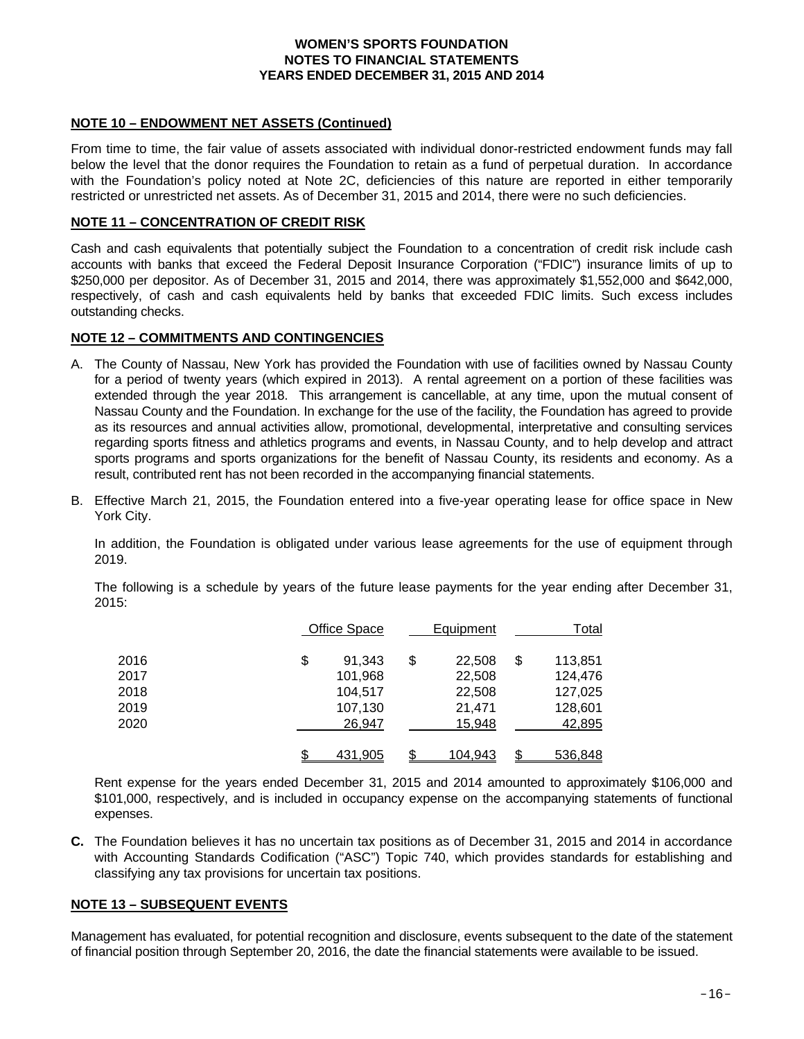**WOMEN'S SPORTS FOUNDATION**
**NOTES TO FINANCIAL STATEMENTS**
**YEARS ENDED DECEMBER 31, 2015 AND 2014**

## NOTE 10 – ENDOWMENT NET ASSETS (Continued)

From time to time, the fair value of assets associated with individual donor-restricted endowment funds may fall below the level that the donor requires the Foundation to retain as a fund of perpetual duration. In accordance with the Foundation's policy noted at Note 2C, deficiencies of this nature are reported in either temporarily restricted or unrestricted net assets. As of December 31, 2015 and 2014, there were no such deficiencies.

## NOTE 11 – CONCENTRATION OF CREDIT RISK

Cash and cash equivalents that potentially subject the Foundation to a concentration of credit risk include cash accounts with banks that exceed the Federal Deposit Insurance Corporation ("FDIC") insurance limits of up to $250,000 per depositor. As of December 31, 2015 and 2014, there was approximately $1,552,000 and $642,000, respectively, of cash and cash equivalents held by banks that exceeded FDIC limits. Such excess includes outstanding checks.

## NOTE 12 – COMMITMENTS AND CONTINGENCIES

A. The County of Nassau, New York has provided the Foundation with use of facilities owned by Nassau County for a period of twenty years (which expired in 2013). A rental agreement on a portion of these facilities was extended through the year 2018. This arrangement is cancellable, at any time, upon the mutual consent of Nassau County and the Foundation. In exchange for the use of the facility, the Foundation has agreed to provide as its resources and annual activities allow, promotional, developmental, interpretative and consulting services regarding sports fitness and athletics programs and events, in Nassau County, and to help develop and attract sports programs and sports organizations for the benefit of Nassau County, its residents and economy. As a result, contributed rent has not been recorded in the accompanying financial statements.

B. Effective March 21, 2015, the Foundation entered into a five-year operating lease for office space in New York City.

   In addition, the Foundation is obligated under various lease agreements for the use of equipment through 2019.

   The following is a schedule by years of the future lease payments for the year ending after December 31, 2015:

| | Office Space | Equipment | Total |
|---|---|---|---|
| 2016 | $ 91,343 | $ 22,508 | $ 113,851 |
| 2017 | 101,968 | 22,508 | 124,476 |
| 2018 | 104,517 | 22,508 | 127,025 |
| 2019 | 107,130 | 21,471 | 128,601 |
| 2020 | 26,947 | 15,948 | 42,895 |
| | $ 431,905 | $ 104,943 | $ 536,848 |

   Rent expense for the years ended December 31, 2015 and 2014 amounted to approximately $106,000 and $101,000, respectively, and is included in occupancy expense on the accompanying statements of functional expenses.

**C.** The Foundation believes it has no uncertain tax positions as of December 31, 2015 and 2014 in accordance with Accounting Standards Codification ("ASC") Topic 740, which provides standards for establishing and classifying any tax provisions for uncertain tax positions.

## NOTE 13 – SUBSEQUENT EVENTS

Management has evaluated, for potential recognition and disclosure, events subsequent to the date of the statement of financial position through September 20, 2016, the date the financial statements were available to be issued.